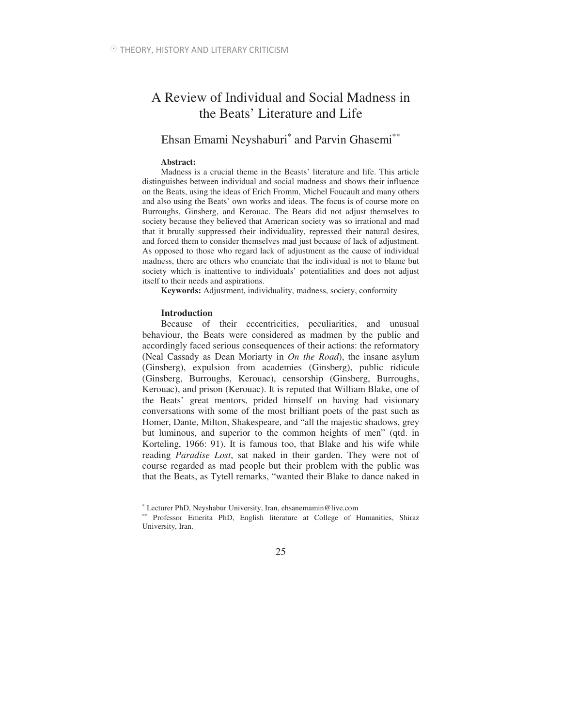# A Review of Individual and Social Madness in the Beats' Literature and Life

Ehsan Emami Neyshaburi[*] and Parvin Ghasemi[**]

**Abstract:**

Madness is a crucial theme in the Beasts' literature and life. This article distinguishes between individual and social madness and shows their influence on the Beats, using the ideas of Erich Fromm, Michel Foucault and many others and also using the Beats' own works and ideas. The focus is of course more on Burroughs, Ginsberg, and Kerouac. The Beats did not adjust themselves to society because they believed that American society was so irrational and mad that it brutally suppressed their individuality, repressed their natural desires, and forced them to consider themselves mad just because of lack of adjustment. As opposed to those who regard lack of adjustment as the cause of individual madness, there are others who enunciate that the individual is not to blame but society which is inattentive to individuals' potentialities and does not adjust itself to their needs and aspirations.

**Keywords:** Adjustment, individuality, madness, society, conformity

## Introduction

Because of their eccentricities, peculiarities, and unusual behaviour, the Beats were considered as madmen by the public and accordingly faced serious consequences of their actions: the reformatory (Neal Cassady as Dean Moriarty in *On the Road*), the insane asylum (Ginsberg), expulsion from academies (Ginsberg), public ridicule (Ginsberg, Burroughs, Kerouac), censorship (Ginsberg, Burroughs, Kerouac), and prison (Kerouac). It is reputed that William Blake, one of the Beats' great mentors, prided himself on having had visionary conversations with some of the most brilliant poets of the past such as Homer, Dante, Milton, Shakespeare, and "all the majestic shadows, grey but luminous, and superior to the common heights of men" (qtd. in Korteling, 1966: 91). It is famous too, that Blake and his wife while reading *Paradise Lost*, sat naked in their garden. They were not of course regarded as mad people but their problem with the public was that the Beats, as Tytell remarks, "wanted their Blake to dance naked in

---

[*] Lecturer PhD, Neyshabur University, Iran, ehsanemamin@live.com

[**] Professor Emerita PhD, English literature at College of Humanities, Shiraz University, Iran.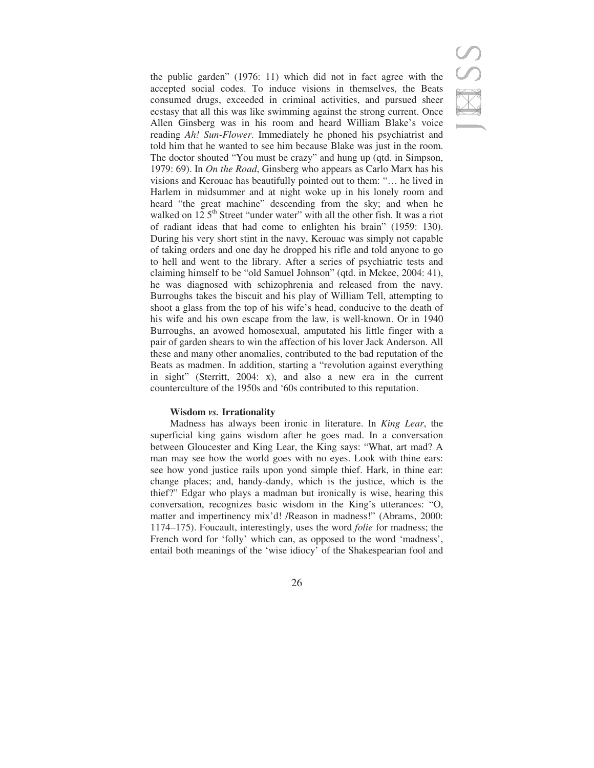the public garden" (1976: 11) which did not in fact agree with the accepted social codes. To induce visions in themselves, the Beats consumed drugs, exceeded in criminal activities, and pursued sheer ecstasy that all this was like swimming against the strong current. Once Allen Ginsberg was in his room and heard William Blake's voice reading *Ah! Sun-Flower*. Immediately he phoned his psychiatrist and told him that he wanted to see him because Blake was just in the room. The doctor shouted "You must be crazy" and hung up (qtd. in Simpson, 1979: 69). In *On the Road*, Ginsberg who appears as Carlo Marx has his visions and Kerouac has beautifully pointed out to them: "… he lived in Harlem in midsummer and at night woke up in his lonely room and heard "the great machine" descending from the sky; and when he walked on 12 5th Street "under water" with all the other fish. It was a riot of radiant ideas that had come to enlighten his brain" (1959: 130). During his very short stint in the navy, Kerouac was simply not capable of taking orders and one day he dropped his rifle and told anyone to go to hell and went to the library. After a series of psychiatric tests and claiming himself to be "old Samuel Johnson" (qtd. in Mckee, 2004: 41), he was diagnosed with schizophrenia and released from the navy. Burroughs takes the biscuit and his play of William Tell, attempting to shoot a glass from the top of his wife's head, conducive to the death of his wife and his own escape from the law, is well-known. Or in 1940 Burroughs, an avowed homosexual, amputated his little finger with a pair of garden shears to win the affection of his lover Jack Anderson. All these and many other anomalies, contributed to the bad reputation of the Beats as madmen. In addition, starting a "revolution against everything in sight" (Sterritt, 2004: x), and also a new era in the current counterculture of the 1950s and '60s contributed to this reputation.

#### Wisdom *vs.* Irrationality

Madness has always been ironic in literature. In *King Lear*, the superficial king gains wisdom after he goes mad. In a conversation between Gloucester and King Lear, the King says: "What, art mad? A man may see how the world goes with no eyes. Look with thine ears: see how yond justice rails upon yond simple thief. Hark, in thine ear: change places; and, handy-dandy, which is the justice, which is the thief?" Edgar who plays a madman but ironically is wise, hearing this conversation, recognizes basic wisdom in the King's utterances: "O, matter and impertinency mix'd! /Reason in madness!" (Abrams, 2000: 1174–175). Foucault, interestingly, uses the word *folie* for madness; the French word for 'folly' which can, as opposed to the word 'madness', entail both meanings of the 'wise idiocy' of the Shakespearian fool and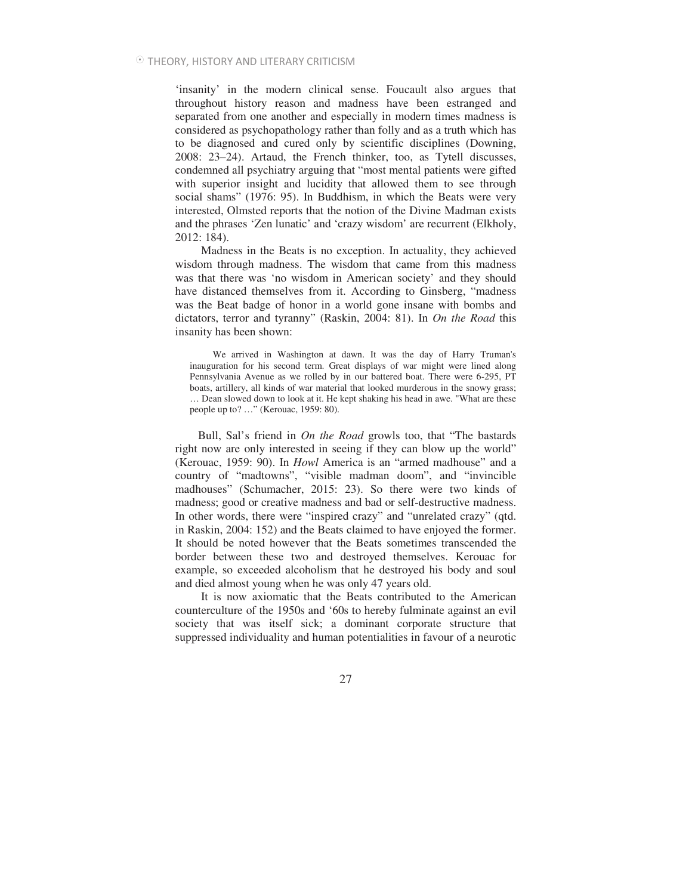'insanity' in the modern clinical sense. Foucault also argues that throughout history reason and madness have been estranged and separated from one another and especially in modern times madness is considered as psychopathology rather than folly and as a truth which has to be diagnosed and cured only by scientific disciplines (Downing, 2008: 23–24). Artaud, the French thinker, too, as Tytell discusses, condemned all psychiatry arguing that "most mental patients were gifted with superior insight and lucidity that allowed them to see through social shams" (1976: 95). In Buddhism, in which the Beats were very interested, Olmsted reports that the notion of the Divine Madman exists and the phrases 'Zen lunatic' and 'crazy wisdom' are recurrent (Elkholy, 2012: 184).

Madness in the Beats is no exception. In actuality, they achieved wisdom through madness. The wisdom that came from this madness was that there was 'no wisdom in American society' and they should have distanced themselves from it. According to Ginsberg, "madness was the Beat badge of honor in a world gone insane with bombs and dictators, terror and tyranny" (Raskin, 2004: 81). In *On the Road* this insanity has been shown:

> We arrived in Washington at dawn. It was the day of Harry Truman's inauguration for his second term. Great displays of war might were lined along Pennsylvania Avenue as we rolled by in our battered boat. There were 6-295, PT boats, artillery, all kinds of war material that looked murderous in the snowy grass; … Dean slowed down to look at it. He kept shaking his head in awe. "What are these people up to? …" (Kerouac, 1959: 80).

Bull, Sal's friend in *On the Road* growls too, that "The bastards right now are only interested in seeing if they can blow up the world" (Kerouac, 1959: 90). In *Howl* America is an "armed madhouse" and a country of "madtowns", "visible madman doom", and "invincible madhouses" (Schumacher, 2015: 23). So there were two kinds of madness; good or creative madness and bad or self-destructive madness. In other words, there were "inspired crazy" and "unrelated crazy" (qtd. in Raskin, 2004: 152) and the Beats claimed to have enjoyed the former. It should be noted however that the Beats sometimes transcended the border between these two and destroyed themselves. Kerouac for example, so exceeded alcoholism that he destroyed his body and soul and died almost young when he was only 47 years old.

It is now axiomatic that the Beats contributed to the American counterculture of the 1950s and '60s to hereby fulminate against an evil society that was itself sick; a dominant corporate structure that suppressed individuality and human potentialities in favour of a neurotic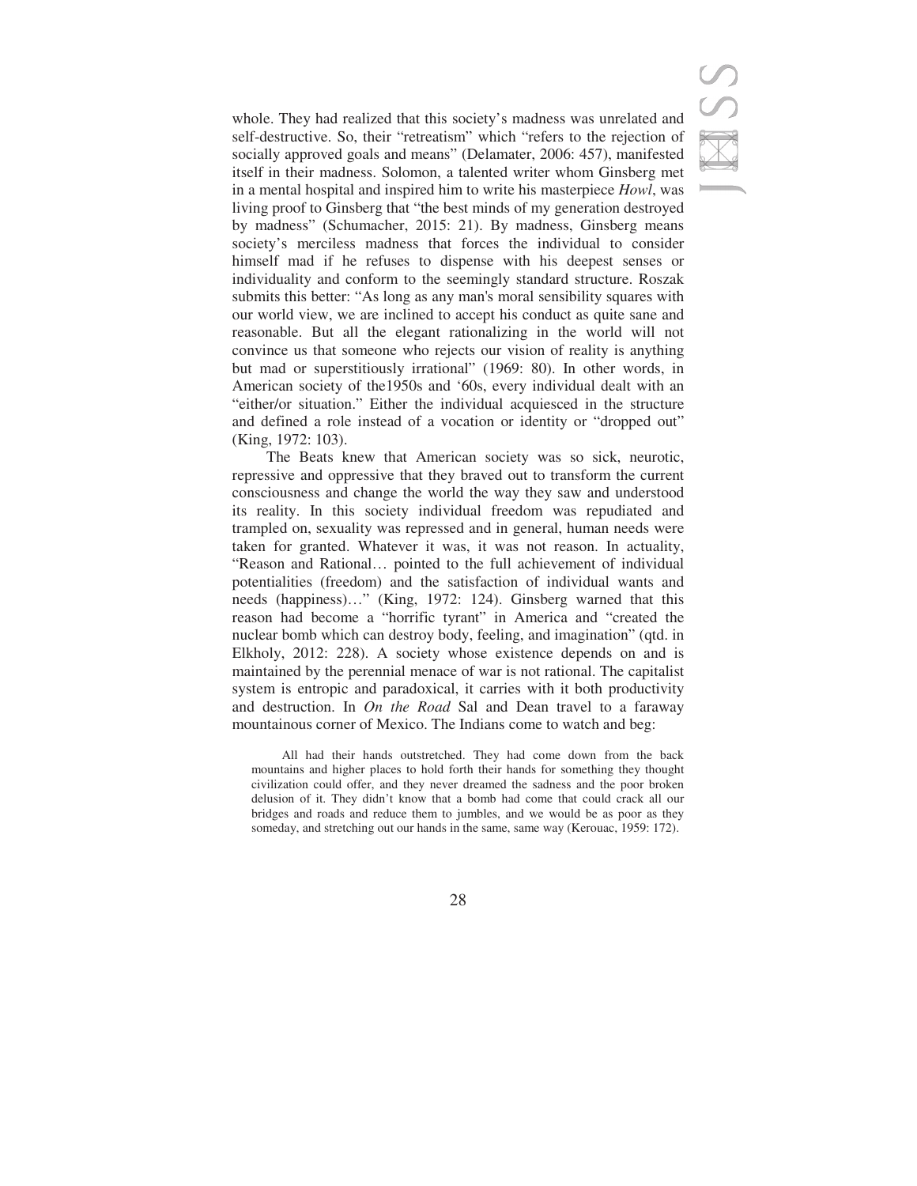whole. They had realized that this society's madness was unrelated and self-destructive. So, their "retreatism" which "refers to the rejection of socially approved goals and means" (Delamater, 2006: 457), manifested itself in their madness. Solomon, a talented writer whom Ginsberg met in a mental hospital and inspired him to write his masterpiece *Howl*, was living proof to Ginsberg that "the best minds of my generation destroyed by madness" (Schumacher, 2015: 21). By madness, Ginsberg means society's merciless madness that forces the individual to consider himself mad if he refuses to dispense with his deepest senses or individuality and conform to the seemingly standard structure. Roszak submits this better: "As long as any man's moral sensibility squares with our world view, we are inclined to accept his conduct as quite sane and reasonable. But all the elegant rationalizing in the world will not convince us that someone who rejects our vision of reality is anything but mad or superstitiously irrational" (1969: 80). In other words, in American society of the1950s and '60s, every individual dealt with an "either/or situation." Either the individual acquiesced in the structure and defined a role instead of a vocation or identity or "dropped out" (King, 1972: 103).

The Beats knew that American society was so sick, neurotic, repressive and oppressive that they braved out to transform the current consciousness and change the world the way they saw and understood its reality. In this society individual freedom was repudiated and trampled on, sexuality was repressed and in general, human needs were taken for granted. Whatever it was, it was not reason. In actuality, "Reason and Rational… pointed to the full achievement of individual potentialities (freedom) and the satisfaction of individual wants and needs (happiness)…" (King, 1972: 124). Ginsberg warned that this reason had become a "horrific tyrant" in America and "created the nuclear bomb which can destroy body, feeling, and imagination" (qtd. in Elkholy, 2012: 228). A society whose existence depends on and is maintained by the perennial menace of war is not rational. The capitalist system is entropic and paradoxical, it carries with it both productivity and destruction. In *On the Road* Sal and Dean travel to a faraway mountainous corner of Mexico. The Indians come to watch and beg:

> All had their hands outstretched. They had come down from the back mountains and higher places to hold forth their hands for something they thought civilization could offer, and they never dreamed the sadness and the poor broken delusion of it. They didn't know that a bomb had come that could crack all our bridges and roads and reduce them to jumbles, and we would be as poor as they someday, and stretching out our hands in the same, same way (Kerouac, 1959: 172).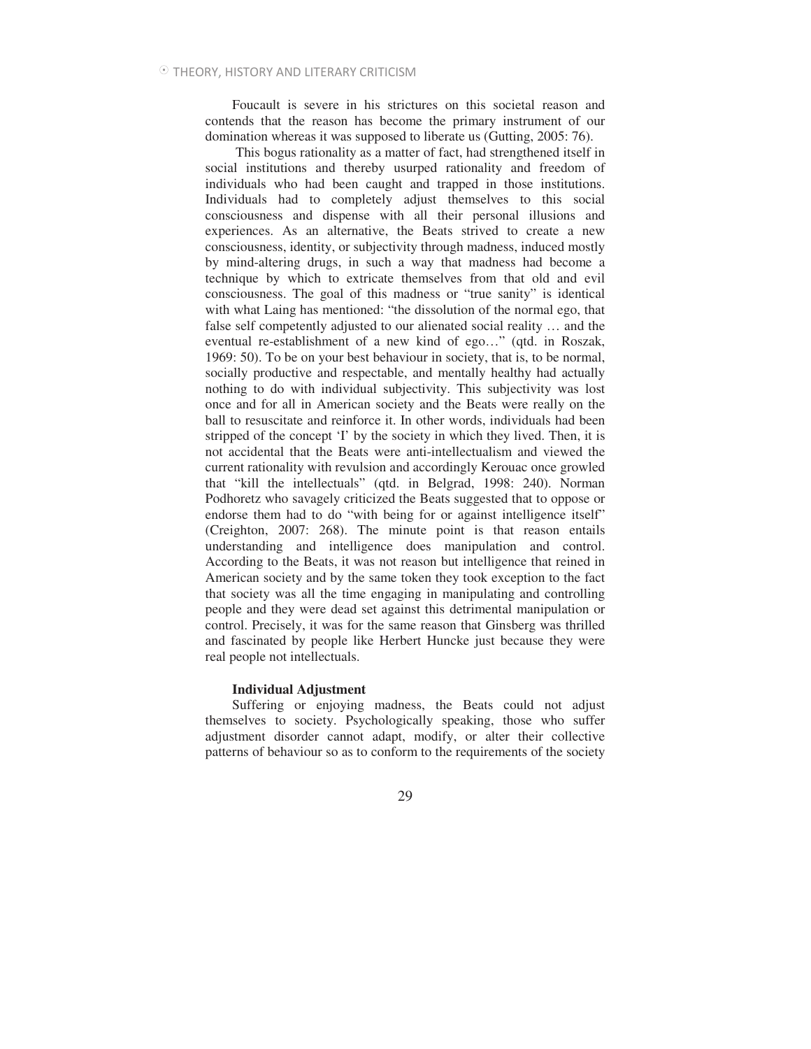Foucault is severe in his strictures on this societal reason and contends that the reason has become the primary instrument of our domination whereas it was supposed to liberate us (Gutting, 2005: 76).

This bogus rationality as a matter of fact, had strengthened itself in social institutions and thereby usurped rationality and freedom of individuals who had been caught and trapped in those institutions. Individuals had to completely adjust themselves to this social consciousness and dispense with all their personal illusions and experiences. As an alternative, the Beats strived to create a new consciousness, identity, or subjectivity through madness, induced mostly by mind-altering drugs, in such a way that madness had become a technique by which to extricate themselves from that old and evil consciousness. The goal of this madness or "true sanity" is identical with what Laing has mentioned: "the dissolution of the normal ego, that false self competently adjusted to our alienated social reality … and the eventual re-establishment of a new kind of ego…" (qtd. in Roszak, 1969: 50). To be on your best behaviour in society, that is, to be normal, socially productive and respectable, and mentally healthy had actually nothing to do with individual subjectivity. This subjectivity was lost once and for all in American society and the Beats were really on the ball to resuscitate and reinforce it. In other words, individuals had been stripped of the concept 'I' by the society in which they lived. Then, it is not accidental that the Beats were anti-intellectualism and viewed the current rationality with revulsion and accordingly Kerouac once growled that "kill the intellectuals" (qtd. in Belgrad, 1998: 240). Norman Podhoretz who savagely criticized the Beats suggested that to oppose or endorse them had to do "with being for or against intelligence itself" (Creighton, 2007: 268). The minute point is that reason entails understanding and intelligence does manipulation and control. According to the Beats, it was not reason but intelligence that reined in American society and by the same token they took exception to the fact that society was all the time engaging in manipulating and controlling people and they were dead set against this detrimental manipulation or control. Precisely, it was for the same reason that Ginsberg was thrilled and fascinated by people like Herbert Huncke just because they were real people not intellectuals.

### Individual Adjustment

Suffering or enjoying madness, the Beats could not adjust themselves to society. Psychologically speaking, those who suffer adjustment disorder cannot adapt, modify, or alter their collective patterns of behaviour so as to conform to the requirements of the society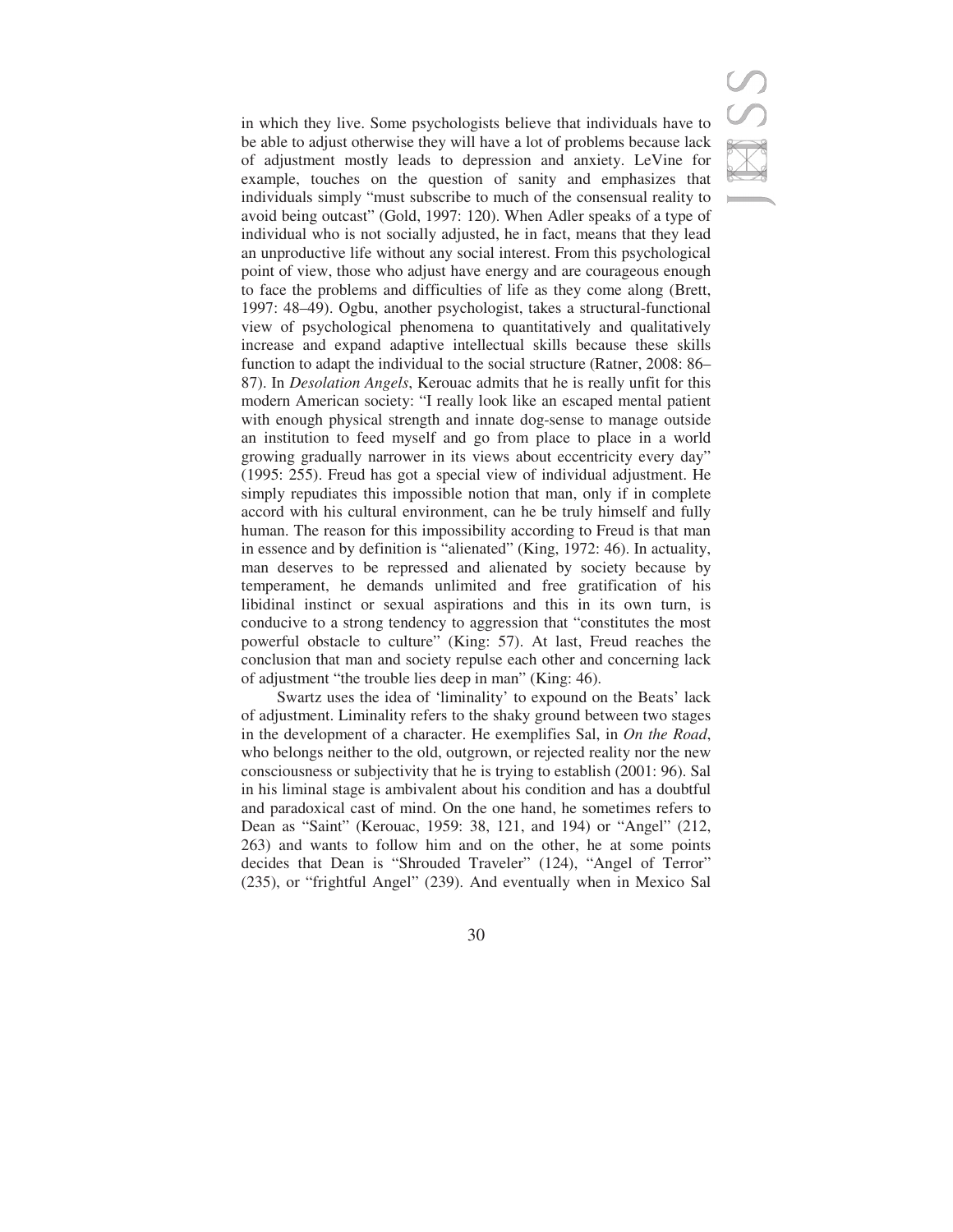in which they live. Some psychologists believe that individuals have to be able to adjust otherwise they will have a lot of problems because lack of adjustment mostly leads to depression and anxiety. LeVine for example, touches on the question of sanity and emphasizes that individuals simply "must subscribe to much of the consensual reality to avoid being outcast" (Gold, 1997: 120). When Adler speaks of a type of individual who is not socially adjusted, he in fact, means that they lead an unproductive life without any social interest. From this psychological point of view, those who adjust have energy and are courageous enough to face the problems and difficulties of life as they come along (Brett, 1997: 48–49). Ogbu, another psychologist, takes a structural-functional view of psychological phenomena to quantitatively and qualitatively increase and expand adaptive intellectual skills because these skills function to adapt the individual to the social structure (Ratner, 2008: 86–87). In *Desolation Angels*, Kerouac admits that he is really unfit for this modern American society: "I really look like an escaped mental patient with enough physical strength and innate dog-sense to manage outside an institution to feed myself and go from place to place in a world growing gradually narrower in its views about eccentricity every day" (1995: 255). Freud has got a special view of individual adjustment. He simply repudiates this impossible notion that man, only if in complete accord with his cultural environment, can he be truly himself and fully human. The reason for this impossibility according to Freud is that man in essence and by definition is "alienated" (King, 1972: 46). In actuality, man deserves to be repressed and alienated by society because by temperament, he demands unlimited and free gratification of his libidinal instinct or sexual aspirations and this in its own turn, is conducive to a strong tendency to aggression that "constitutes the most powerful obstacle to culture" (King: 57). At last, Freud reaches the conclusion that man and society repulse each other and concerning lack of adjustment "the trouble lies deep in man" (King: 46).

Swartz uses the idea of 'liminality' to expound on the Beats' lack of adjustment. Liminality refers to the shaky ground between two stages in the development of a character. He exemplifies Sal, in *On the Road*, who belongs neither to the old, outgrown, or rejected reality nor the new consciousness or subjectivity that he is trying to establish (2001: 96). Sal in his liminal stage is ambivalent about his condition and has a doubtful and paradoxical cast of mind. On the one hand, he sometimes refers to Dean as "Saint" (Kerouac, 1959: 38, 121, and 194) or "Angel" (212, 263) and wants to follow him and on the other, he at some points decides that Dean is "Shrouded Traveler" (124), "Angel of Terror" (235), or "frightful Angel" (239). And eventually when in Mexico Sal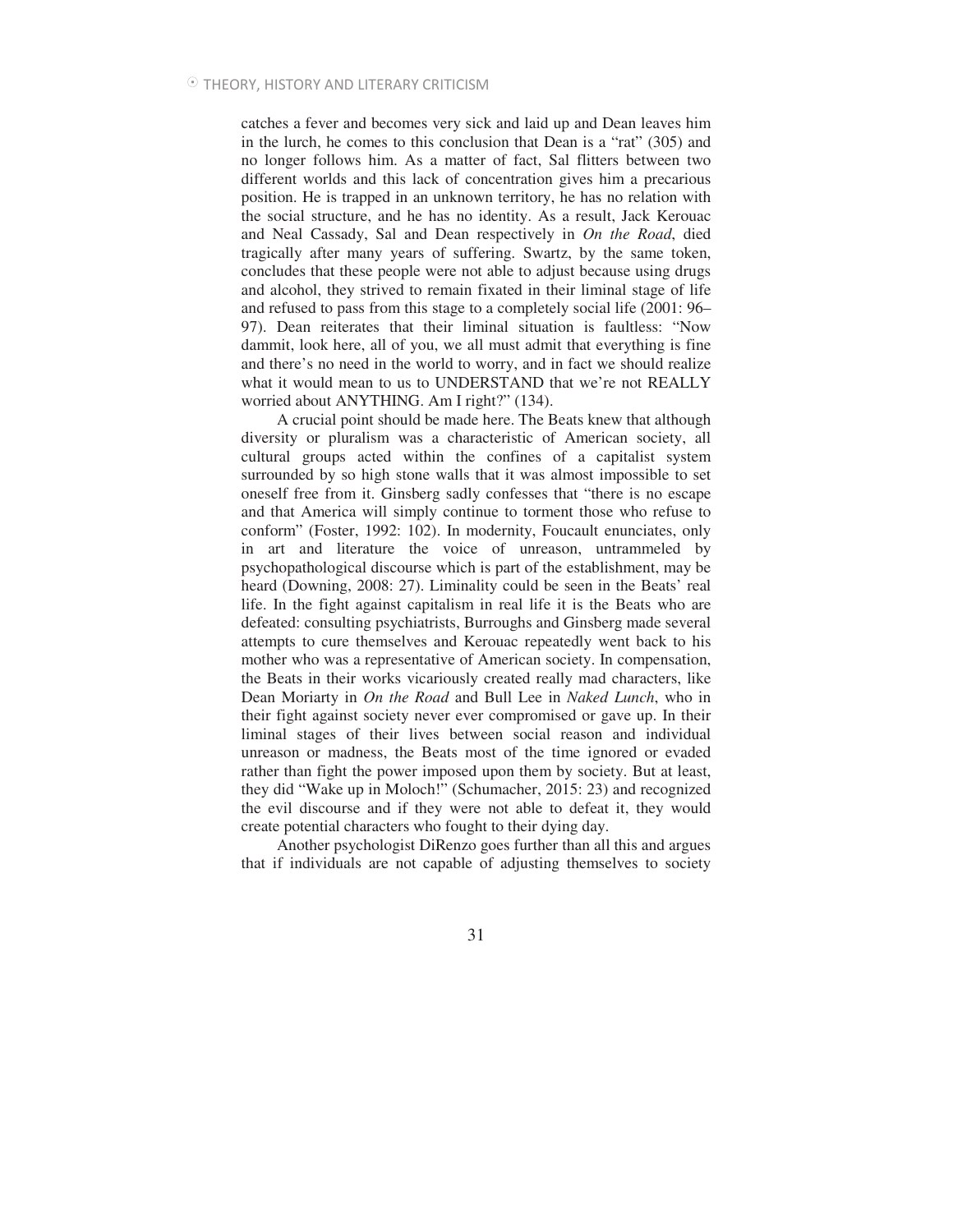catches a fever and becomes very sick and laid up and Dean leaves him in the lurch, he comes to this conclusion that Dean is a "rat" (305) and no longer follows him. As a matter of fact, Sal flitters between two different worlds and this lack of concentration gives him a precarious position. He is trapped in an unknown territory, he has no relation with the social structure, and he has no identity. As a result, Jack Kerouac and Neal Cassady, Sal and Dean respectively in *On the Road*, died tragically after many years of suffering. Swartz, by the same token, concludes that these people were not able to adjust because using drugs and alcohol, they strived to remain fixated in their liminal stage of life and refused to pass from this stage to a completely social life (2001: 96–97). Dean reiterates that their liminal situation is faultless: "Now dammit, look here, all of you, we all must admit that everything is fine and there's no need in the world to worry, and in fact we should realize what it would mean to us to UNDERSTAND that we're not REALLY worried about ANYTHING. Am I right?" (134).

A crucial point should be made here. The Beats knew that although diversity or pluralism was a characteristic of American society, all cultural groups acted within the confines of a capitalist system surrounded by so high stone walls that it was almost impossible to set oneself free from it. Ginsberg sadly confesses that "there is no escape and that America will simply continue to torment those who refuse to conform" (Foster, 1992: 102). In modernity, Foucault enunciates, only in art and literature the voice of unreason, untrammeled by psychopathological discourse which is part of the establishment, may be heard (Downing, 2008: 27). Liminality could be seen in the Beats' real life. In the fight against capitalism in real life it is the Beats who are defeated: consulting psychiatrists, Burroughs and Ginsberg made several attempts to cure themselves and Kerouac repeatedly went back to his mother who was a representative of American society. In compensation, the Beats in their works vicariously created really mad characters, like Dean Moriarty in *On the Road* and Bull Lee in *Naked Lunch*, who in their fight against society never ever compromised or gave up. In their liminal stages of their lives between social reason and individual unreason or madness, the Beats most of the time ignored or evaded rather than fight the power imposed upon them by society. But at least, they did "Wake up in Moloch!" (Schumacher, 2015: 23) and recognized the evil discourse and if they were not able to defeat it, they would create potential characters who fought to their dying day.

Another psychologist DiRenzo goes further than all this and argues that if individuals are not capable of adjusting themselves to society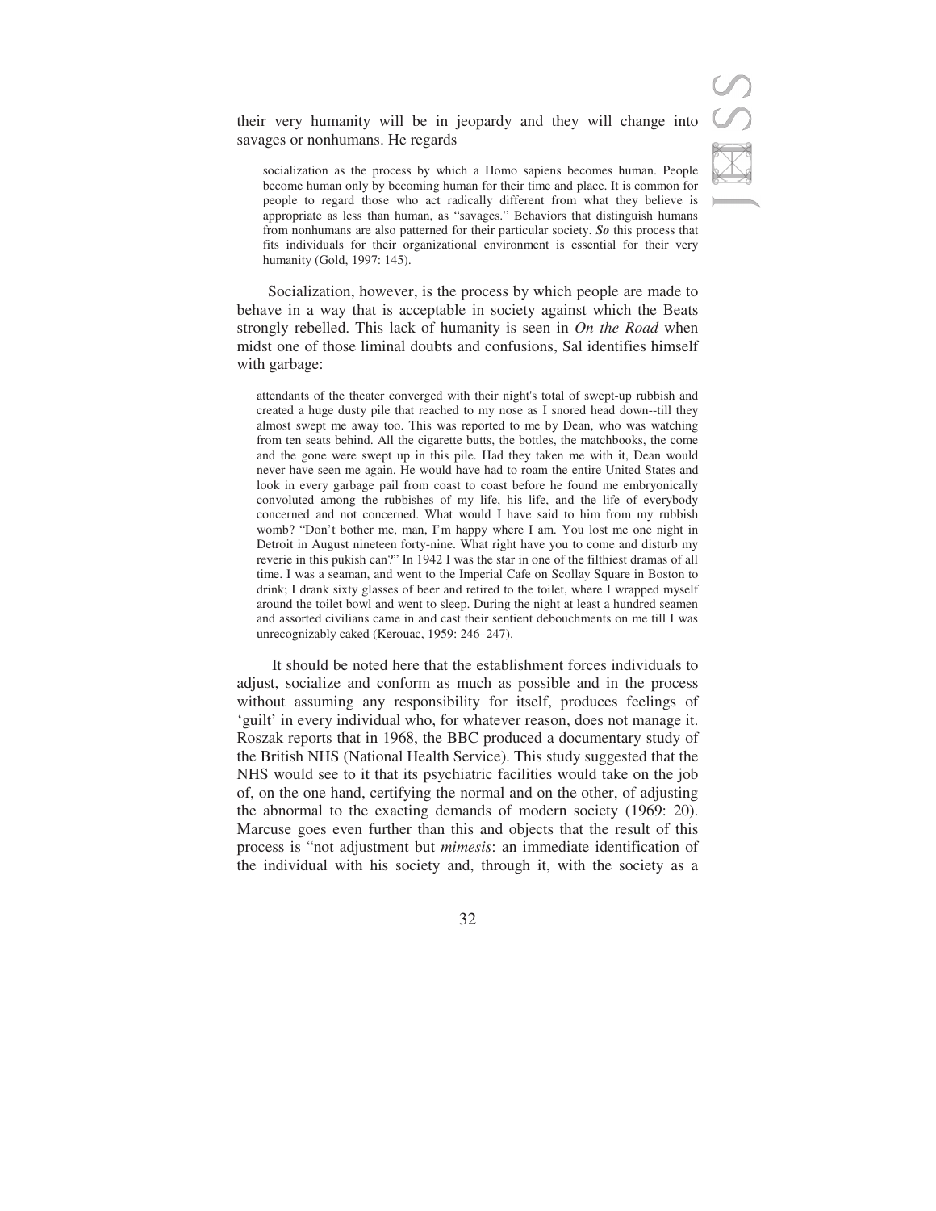their very humanity will be in jeopardy and they will change into savages or nonhumans. He regards

> socialization as the process by which a Homo sapiens becomes human. People become human only by becoming human for their time and place. It is common for people to regard those who act radically different from what they believe is appropriate as less than human, as "savages." Behaviors that distinguish humans from nonhumans are also patterned for their particular society. ***So*** this process that fits individuals for their organizational environment is essential for their very humanity (Gold, 1997: 145).

Socialization, however, is the process by which people are made to behave in a way that is acceptable in society against which the Beats strongly rebelled. This lack of humanity is seen in *On the Road* when midst one of those liminal doubts and confusions, Sal identifies himself with garbage:

> attendants of the theater converged with their night's total of swept-up rubbish and created a huge dusty pile that reached to my nose as I snored head down--till they almost swept me away too. This was reported to me by Dean, who was watching from ten seats behind. All the cigarette butts, the bottles, the matchbooks, the come and the gone were swept up in this pile. Had they taken me with it, Dean would never have seen me again. He would have had to roam the entire United States and look in every garbage pail from coast to coast before he found me embryonically convoluted among the rubbishes of my life, his life, and the life of everybody concerned and not concerned. What would I have said to him from my rubbish womb? "Don't bother me, man, I'm happy where I am. You lost me one night in Detroit in August nineteen forty-nine. What right have you to come and disturb my reverie in this pukish can?" In 1942 I was the star in one of the filthiest dramas of all time. I was a seaman, and went to the Imperial Cafe on Scollay Square in Boston to drink; I drank sixty glasses of beer and retired to the toilet, where I wrapped myself around the toilet bowl and went to sleep. During the night at least a hundred seamen and assorted civilians came in and cast their sentient debouchments on me till I was unrecognizably caked (Kerouac, 1959: 246–247).

It should be noted here that the establishment forces individuals to adjust, socialize and conform as much as possible and in the process without assuming any responsibility for itself, produces feelings of 'guilt' in every individual who, for whatever reason, does not manage it. Roszak reports that in 1968, the BBC produced a documentary study of the British NHS (National Health Service). This study suggested that the NHS would see to it that its psychiatric facilities would take on the job of, on the one hand, certifying the normal and on the other, of adjusting the abnormal to the exacting demands of modern society (1969: 20). Marcuse goes even further than this and objects that the result of this process is "not adjustment but *mimesis*: an immediate identification of the individual with his society and, through it, with the society as a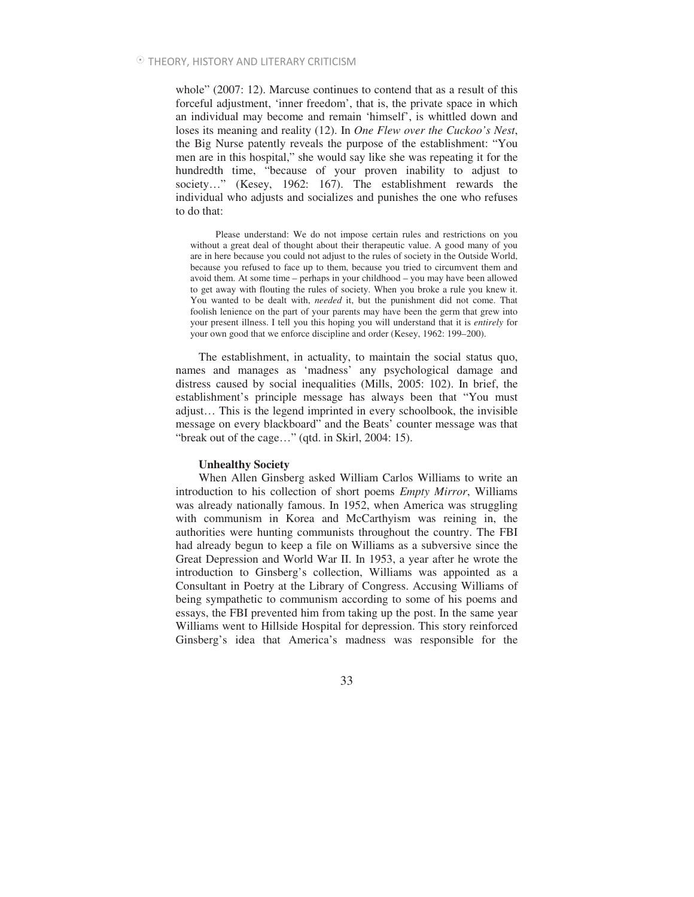whole" (2007: 12). Marcuse continues to contend that as a result of this forceful adjustment, 'inner freedom', that is, the private space in which an individual may become and remain 'himself', is whittled down and loses its meaning and reality (12). In *One Flew over the Cuckoo's Nest*, the Big Nurse patently reveals the purpose of the establishment: "You men are in this hospital," she would say like she was repeating it for the hundredth time, "because of your proven inability to adjust to society…" (Kesey, 1962: 167). The establishment rewards the individual who adjusts and socializes and punishes the one who refuses to do that:

> Please understand: We do not impose certain rules and restrictions on you without a great deal of thought about their therapeutic value. A good many of you are in here because you could not adjust to the rules of society in the Outside World, because you refused to face up to them, because you tried to circumvent them and avoid them. At some time – perhaps in your childhood – you may have been allowed to get away with flouting the rules of society. When you broke a rule you knew it. You wanted to be dealt with, *needed* it, but the punishment did not come. That foolish lenience on the part of your parents may have been the germ that grew into your present illness. I tell you this hoping you will understand that it is *entirely* for your own good that we enforce discipline and order (Kesey, 1962: 199–200).

The establishment, in actuality, to maintain the social status quo, names and manages as 'madness' any psychological damage and distress caused by social inequalities (Mills, 2005: 102). In brief, the establishment's principle message has always been that "You must adjust… This is the legend imprinted in every schoolbook, the invisible message on every blackboard" and the Beats' counter message was that "break out of the cage…" (qtd. in Skirl, 2004: 15).

**Unhealthy Society**

When Allen Ginsberg asked William Carlos Williams to write an introduction to his collection of short poems *Empty Mirror*, Williams was already nationally famous. In 1952, when America was struggling with communism in Korea and McCarthyism was reining in, the authorities were hunting communists throughout the country. The FBI had already begun to keep a file on Williams as a subversive since the Great Depression and World War II. In 1953, a year after he wrote the introduction to Ginsberg's collection, Williams was appointed as a Consultant in Poetry at the Library of Congress. Accusing Williams of being sympathetic to communism according to some of his poems and essays, the FBI prevented him from taking up the post. In the same year Williams went to Hillside Hospital for depression. This story reinforced Ginsberg's idea that America's madness was responsible for the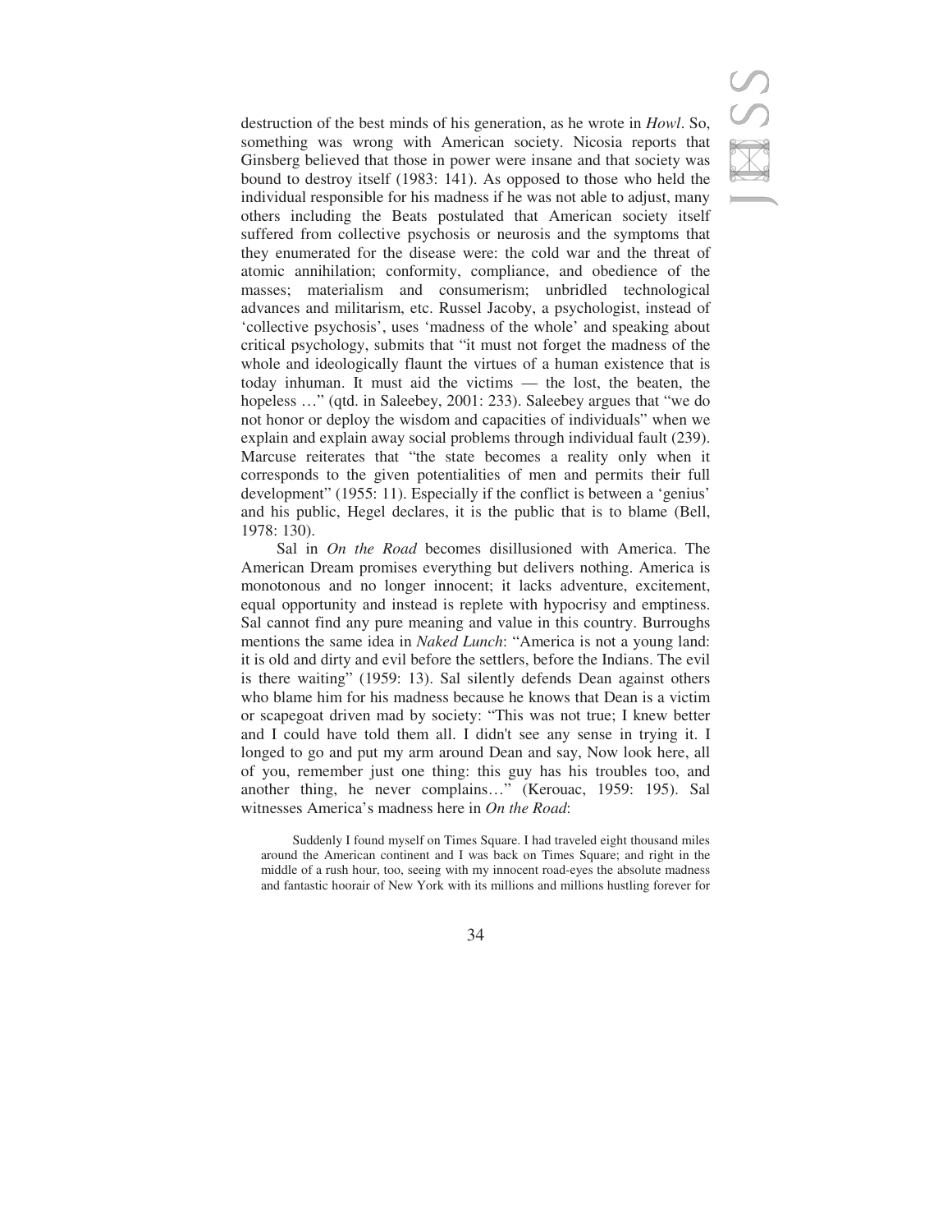destruction of the best minds of his generation, as he wrote in *Howl*. So, something was wrong with American society. Nicosia reports that Ginsberg believed that those in power were insane and that society was bound to destroy itself (1983: 141). As opposed to those who held the individual responsible for his madness if he was not able to adjust, many others including the Beats postulated that American society itself suffered from collective psychosis or neurosis and the symptoms that they enumerated for the disease were: the cold war and the threat of atomic annihilation; conformity, compliance, and obedience of the masses; materialism and consumerism; unbridled technological advances and militarism, etc. Russel Jacoby, a psychologist, instead of 'collective psychosis', uses 'madness of the whole' and speaking about critical psychology, submits that "it must not forget the madness of the whole and ideologically flaunt the virtues of a human existence that is today inhuman. It must aid the victims — the lost, the beaten, the hopeless …" (qtd. in Saleebey, 2001: 233). Saleebey argues that "we do not honor or deploy the wisdom and capacities of individuals" when we explain and explain away social problems through individual fault (239). Marcuse reiterates that "the state becomes a reality only when it corresponds to the given potentialities of men and permits their full development" (1955: 11). Especially if the conflict is between a 'genius' and his public, Hegel declares, it is the public that is to blame (Bell, 1978: 130).

Sal in *On the Road* becomes disillusioned with America. The American Dream promises everything but delivers nothing. America is monotonous and no longer innocent; it lacks adventure, excitement, equal opportunity and instead is replete with hypocrisy and emptiness. Sal cannot find any pure meaning and value in this country. Burroughs mentions the same idea in *Naked Lunch*: "America is not a young land: it is old and dirty and evil before the settlers, before the Indians. The evil is there waiting" (1959: 13). Sal silently defends Dean against others who blame him for his madness because he knows that Dean is a victim or scapegoat driven mad by society: "This was not true; I knew better and I could have told them all. I didn't see any sense in trying it. I longed to go and put my arm around Dean and say, Now look here, all of you, remember just one thing: this guy has his troubles too, and another thing, he never complains…" (Kerouac, 1959: 195). Sal witnesses America's madness here in *On the Road*:

> Suddenly I found myself on Times Square. I had traveled eight thousand miles around the American continent and I was back on Times Square; and right in the middle of a rush hour, too, seeing with my innocent road-eyes the absolute madness and fantastic hoorair of New York with its millions and millions hustling forever for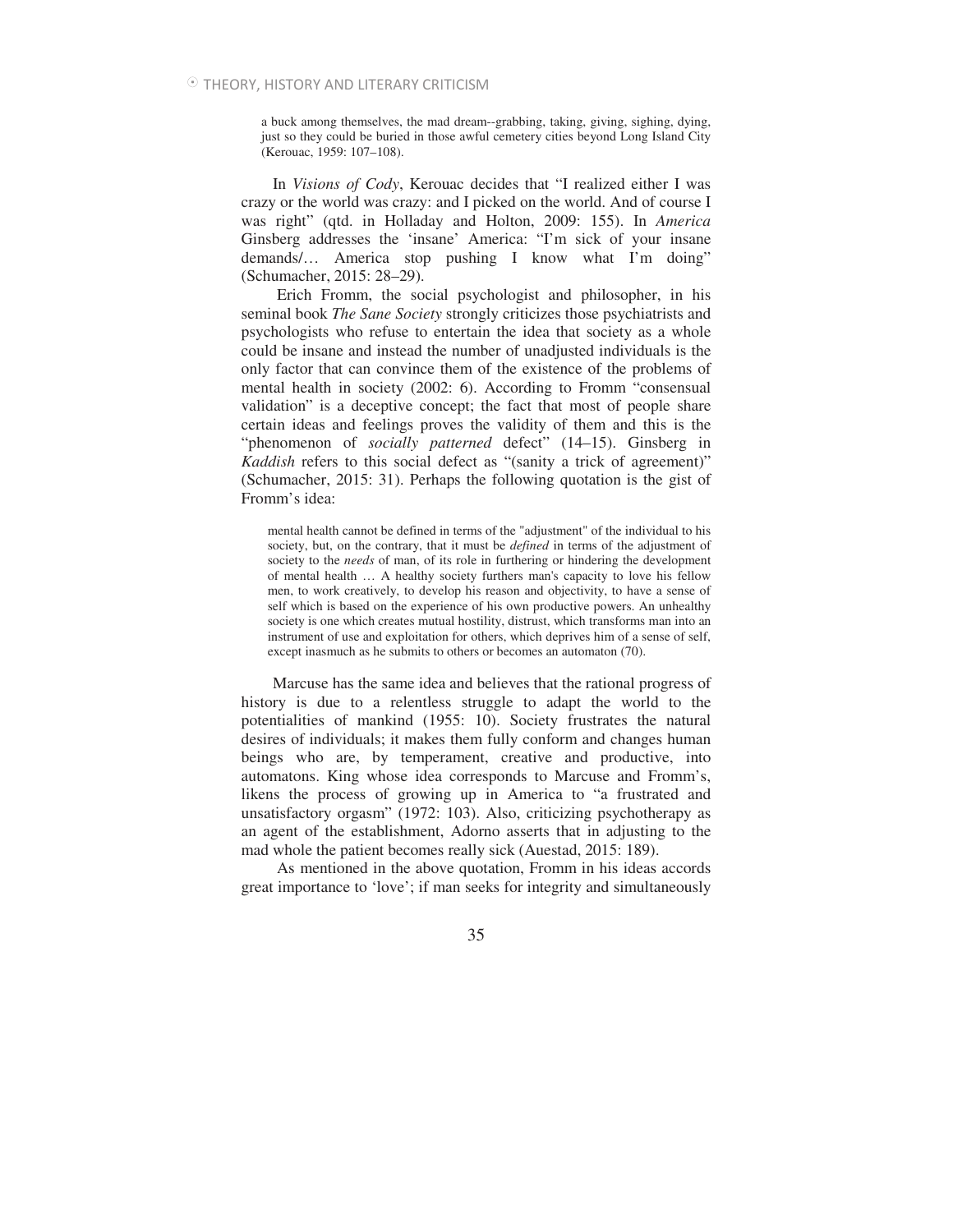> a buck among themselves, the mad dream--grabbing, taking, giving, sighing, dying, just so they could be buried in those awful cemetery cities beyond Long Island City (Kerouac, 1959: 107–108).

In *Visions of Cody*, Kerouac decides that "I realized either I was crazy or the world was crazy: and I picked on the world. And of course I was right" (qtd. in Holladay and Holton, 2009: 155). In *America* Ginsberg addresses the 'insane' America: "I'm sick of your insane demands/… America stop pushing I know what I'm doing" (Schumacher, 2015: 28–29).

Erich Fromm, the social psychologist and philosopher, in his seminal book *The Sane Society* strongly criticizes those psychiatrists and psychologists who refuse to entertain the idea that society as a whole could be insane and instead the number of unadjusted individuals is the only factor that can convince them of the existence of the problems of mental health in society (2002: 6). According to Fromm "consensual validation" is a deceptive concept; the fact that most of people share certain ideas and feelings proves the validity of them and this is the "phenomenon of *socially patterned* defect" (14–15). Ginsberg in *Kaddish* refers to this social defect as "(sanity a trick of agreement)" (Schumacher, 2015: 31). Perhaps the following quotation is the gist of Fromm's idea:

> mental health cannot be defined in terms of the "adjustment" of the individual to his society, but, on the contrary, that it must be *defined* in terms of the adjustment of society to the *needs* of man, of its role in furthering or hindering the development of mental health … A healthy society furthers man's capacity to love his fellow men, to work creatively, to develop his reason and objectivity, to have a sense of self which is based on the experience of his own productive powers. An unhealthy society is one which creates mutual hostility, distrust, which transforms man into an instrument of use and exploitation for others, which deprives him of a sense of self, except inasmuch as he submits to others or becomes an automaton (70).

Marcuse has the same idea and believes that the rational progress of history is due to a relentless struggle to adapt the world to the potentialities of mankind (1955: 10). Society frustrates the natural desires of individuals; it makes them fully conform and changes human beings who are, by temperament, creative and productive, into automatons. King whose idea corresponds to Marcuse and Fromm's, likens the process of growing up in America to "a frustrated and unsatisfactory orgasm" (1972: 103). Also, criticizing psychotherapy as an agent of the establishment, Adorno asserts that in adjusting to the mad whole the patient becomes really sick (Auestad, 2015: 189).

As mentioned in the above quotation, Fromm in his ideas accords great importance to 'love'; if man seeks for integrity and simultaneously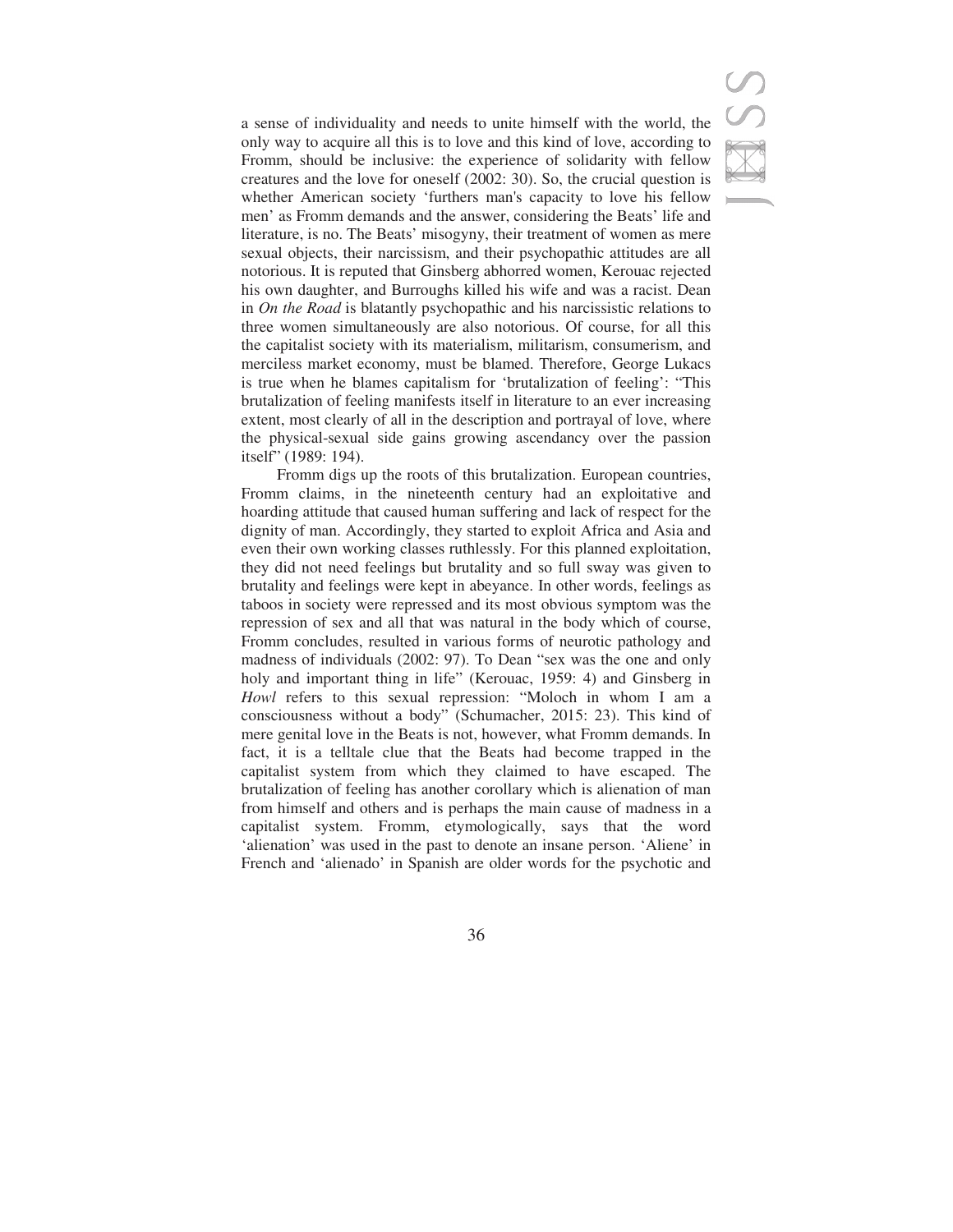a sense of individuality and needs to unite himself with the world, the only way to acquire all this is to love and this kind of love, according to Fromm, should be inclusive: the experience of solidarity with fellow creatures and the love for oneself (2002: 30). So, the crucial question is whether American society 'furthers man's capacity to love his fellow men' as Fromm demands and the answer, considering the Beats' life and literature, is no. The Beats' misogyny, their treatment of women as mere sexual objects, their narcissism, and their psychopathic attitudes are all notorious. It is reputed that Ginsberg abhorred women, Kerouac rejected his own daughter, and Burroughs killed his wife and was a racist. Dean in *On the Road* is blatantly psychopathic and his narcissistic relations to three women simultaneously are also notorious. Of course, for all this the capitalist society with its materialism, militarism, consumerism, and merciless market economy, must be blamed. Therefore, George Lukacs is true when he blames capitalism for 'brutalization of feeling': "This brutalization of feeling manifests itself in literature to an ever increasing extent, most clearly of all in the description and portrayal of love, where the physical-sexual side gains growing ascendancy over the passion itself" (1989: 194).

Fromm digs up the roots of this brutalization. European countries, Fromm claims, in the nineteenth century had an exploitative and hoarding attitude that caused human suffering and lack of respect for the dignity of man. Accordingly, they started to exploit Africa and Asia and even their own working classes ruthlessly. For this planned exploitation, they did not need feelings but brutality and so full sway was given to brutality and feelings were kept in abeyance. In other words, feelings as taboos in society were repressed and its most obvious symptom was the repression of sex and all that was natural in the body which of course, Fromm concludes, resulted in various forms of neurotic pathology and madness of individuals (2002: 97). To Dean "sex was the one and only holy and important thing in life" (Kerouac, 1959: 4) and Ginsberg in *Howl* refers to this sexual repression: "Moloch in whom I am a consciousness without a body" (Schumacher, 2015: 23). This kind of mere genital love in the Beats is not, however, what Fromm demands. In fact, it is a telltale clue that the Beats had become trapped in the capitalist system from which they claimed to have escaped. The brutalization of feeling has another corollary which is alienation of man from himself and others and is perhaps the main cause of madness in a capitalist system. Fromm, etymologically, says that the word 'alienation' was used in the past to denote an insane person. 'Aliene' in French and 'alienado' in Spanish are older words for the psychotic and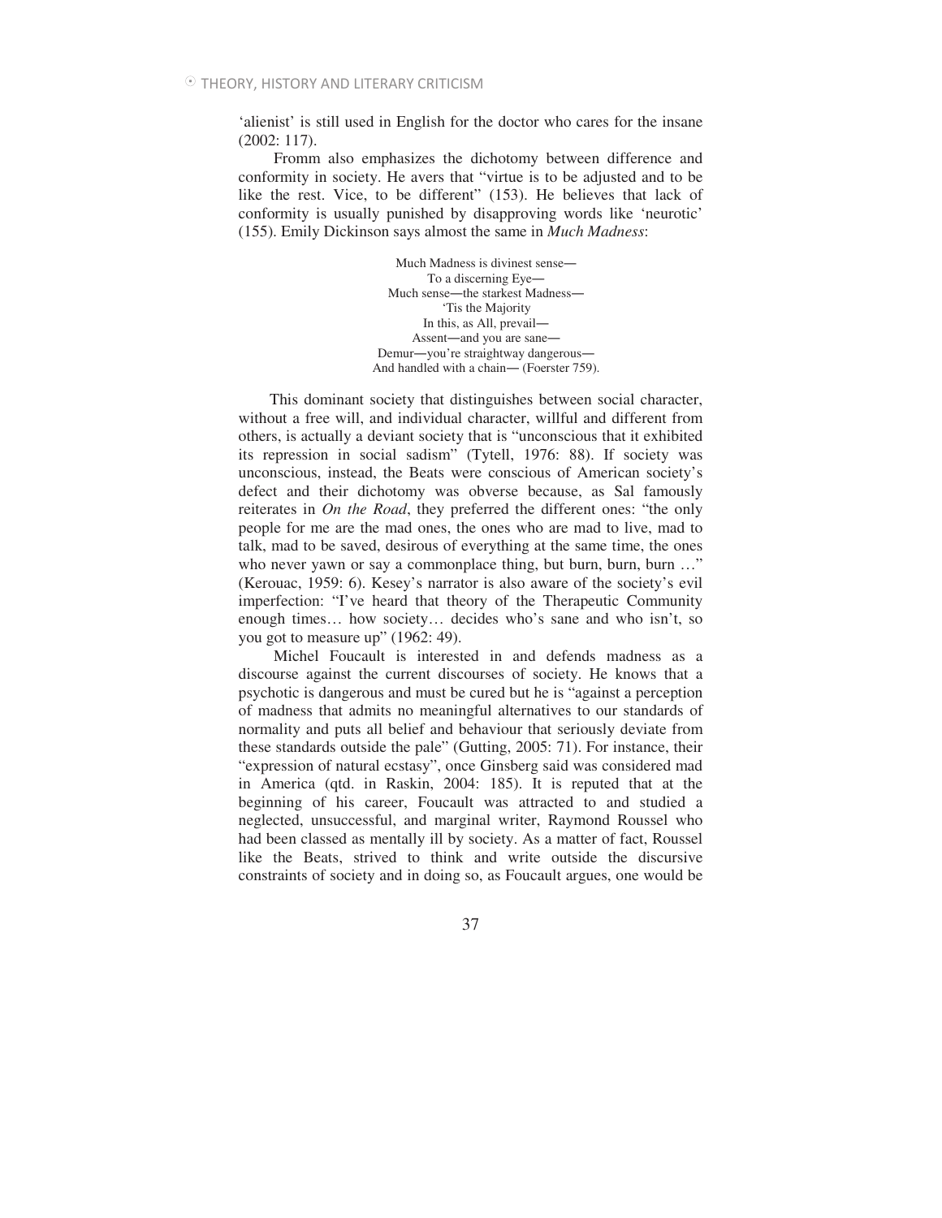'alienist' is still used in English for the doctor who cares for the insane (2002: 117).

Fromm also emphasizes the dichotomy between difference and conformity in society. He avers that "virtue is to be adjusted and to be like the rest. Vice, to be different" (153). He believes that lack of conformity is usually punished by disapproving words like 'neurotic' (155). Emily Dickinson says almost the same in *Much Madness*:

> Much Madness is divinest sense—  
> To a discerning Eye—  
> Much sense—the starkest Madness—  
> 'Tis the Majority  
> In this, as All, prevail—  
> Assent—and you are sane—  
> Demur—you're straightway dangerous—  
> And handled with a chain— (Foerster 759).

This dominant society that distinguishes between social character, without a free will, and individual character, willful and different from others, is actually a deviant society that is "unconscious that it exhibited its repression in social sadism" (Tytell, 1976: 88). If society was unconscious, instead, the Beats were conscious of American society's defect and their dichotomy was obverse because, as Sal famously reiterates in *On the Road*, they preferred the different ones: "the only people for me are the mad ones, the ones who are mad to live, mad to talk, mad to be saved, desirous of everything at the same time, the ones who never yawn or say a commonplace thing, but burn, burn, burn …" (Kerouac, 1959: 6). Kesey's narrator is also aware of the society's evil imperfection: "I've heard that theory of the Therapeutic Community enough times… how society… decides who's sane and who isn't, so you got to measure up" (1962: 49).

Michel Foucault is interested in and defends madness as a discourse against the current discourses of society. He knows that a psychotic is dangerous and must be cured but he is "against a perception of madness that admits no meaningful alternatives to our standards of normality and puts all belief and behaviour that seriously deviate from these standards outside the pale" (Gutting, 2005: 71). For instance, their "expression of natural ecstasy", once Ginsberg said was considered mad in America (qtd. in Raskin, 2004: 185). It is reputed that at the beginning of his career, Foucault was attracted to and studied a neglected, unsuccessful, and marginal writer, Raymond Roussel who had been classed as mentally ill by society. As a matter of fact, Roussel like the Beats, strived to think and write outside the discursive constraints of society and in doing so, as Foucault argues, one would be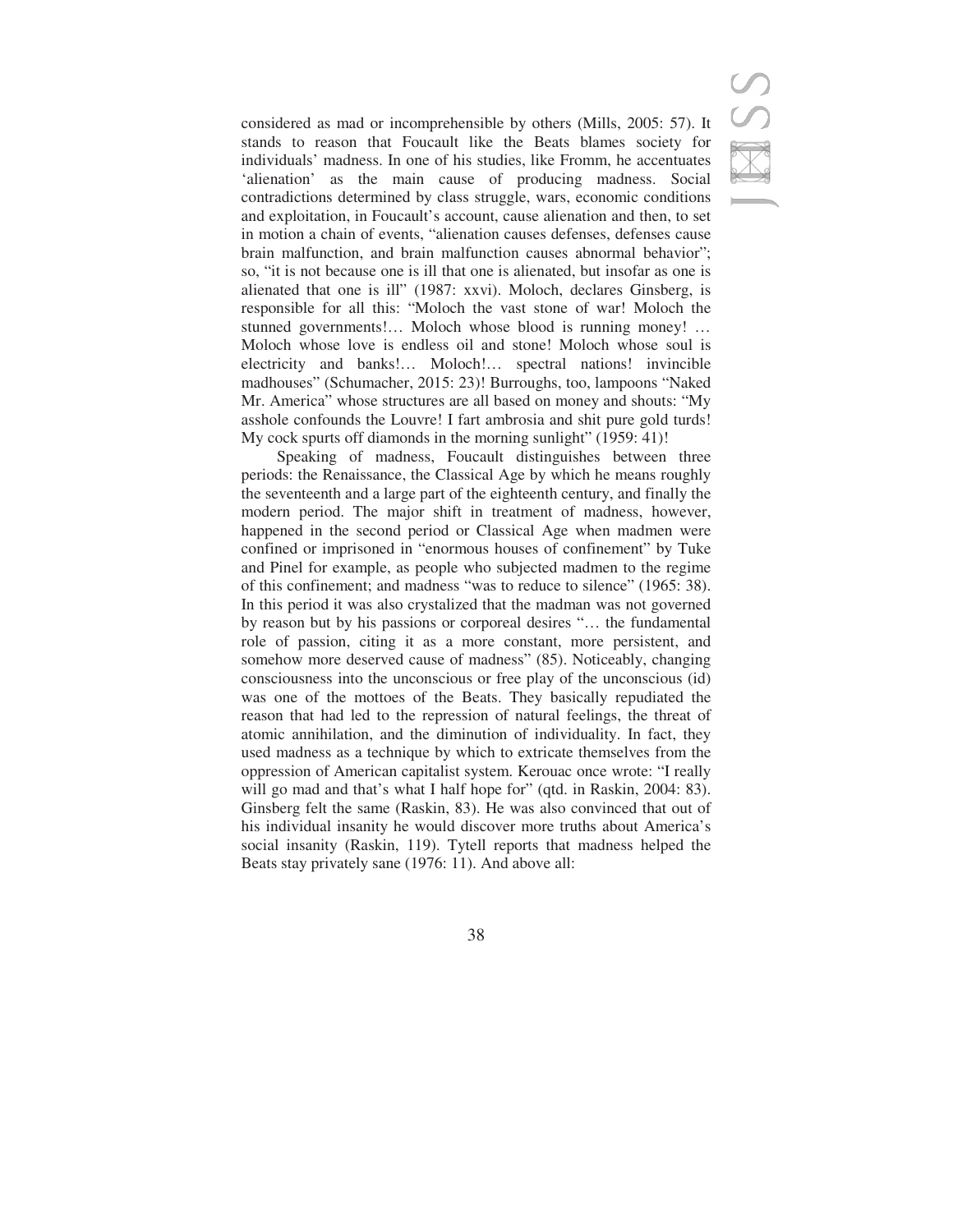considered as mad or incomprehensible by others (Mills, 2005: 57). It stands to reason that Foucault like the Beats blames society for individuals' madness. In one of his studies, like Fromm, he accentuates 'alienation' as the main cause of producing madness. Social contradictions determined by class struggle, wars, economic conditions and exploitation, in Foucault's account, cause alienation and then, to set in motion a chain of events, "alienation causes defenses, defenses cause brain malfunction, and brain malfunction causes abnormal behavior"; so, "it is not because one is ill that one is alienated, but insofar as one is alienated that one is ill" (1987: xxvi). Moloch, declares Ginsberg, is responsible for all this: "Moloch the vast stone of war! Moloch the stunned governments!… Moloch whose blood is running money! … Moloch whose love is endless oil and stone! Moloch whose soul is electricity and banks!… Moloch!… spectral nations! invincible madhouses" (Schumacher, 2015: 23)! Burroughs, too, lampoons "Naked Mr. America" whose structures are all based on money and shouts: "My asshole confounds the Louvre! I fart ambrosia and shit pure gold turds! My cock spurts off diamonds in the morning sunlight" (1959: 41)!

Speaking of madness, Foucault distinguishes between three periods: the Renaissance, the Classical Age by which he means roughly the seventeenth and a large part of the eighteenth century, and finally the modern period. The major shift in treatment of madness, however, happened in the second period or Classical Age when madmen were confined or imprisoned in "enormous houses of confinement" by Tuke and Pinel for example, as people who subjected madmen to the regime of this confinement; and madness "was to reduce to silence" (1965: 38). In this period it was also crystalized that the madman was not governed by reason but by his passions or corporeal desires "… the fundamental role of passion, citing it as a more constant, more persistent, and somehow more deserved cause of madness" (85). Noticeably, changing consciousness into the unconscious or free play of the unconscious (id) was one of the mottoes of the Beats. They basically repudiated the reason that had led to the repression of natural feelings, the threat of atomic annihilation, and the diminution of individuality. In fact, they used madness as a technique by which to extricate themselves from the oppression of American capitalist system. Kerouac once wrote: "I really will go mad and that's what I half hope for" (qtd. in Raskin, 2004: 83). Ginsberg felt the same (Raskin, 83). He was also convinced that out of his individual insanity he would discover more truths about America's social insanity (Raskin, 119). Tytell reports that madness helped the Beats stay privately sane (1976: 11). And above all: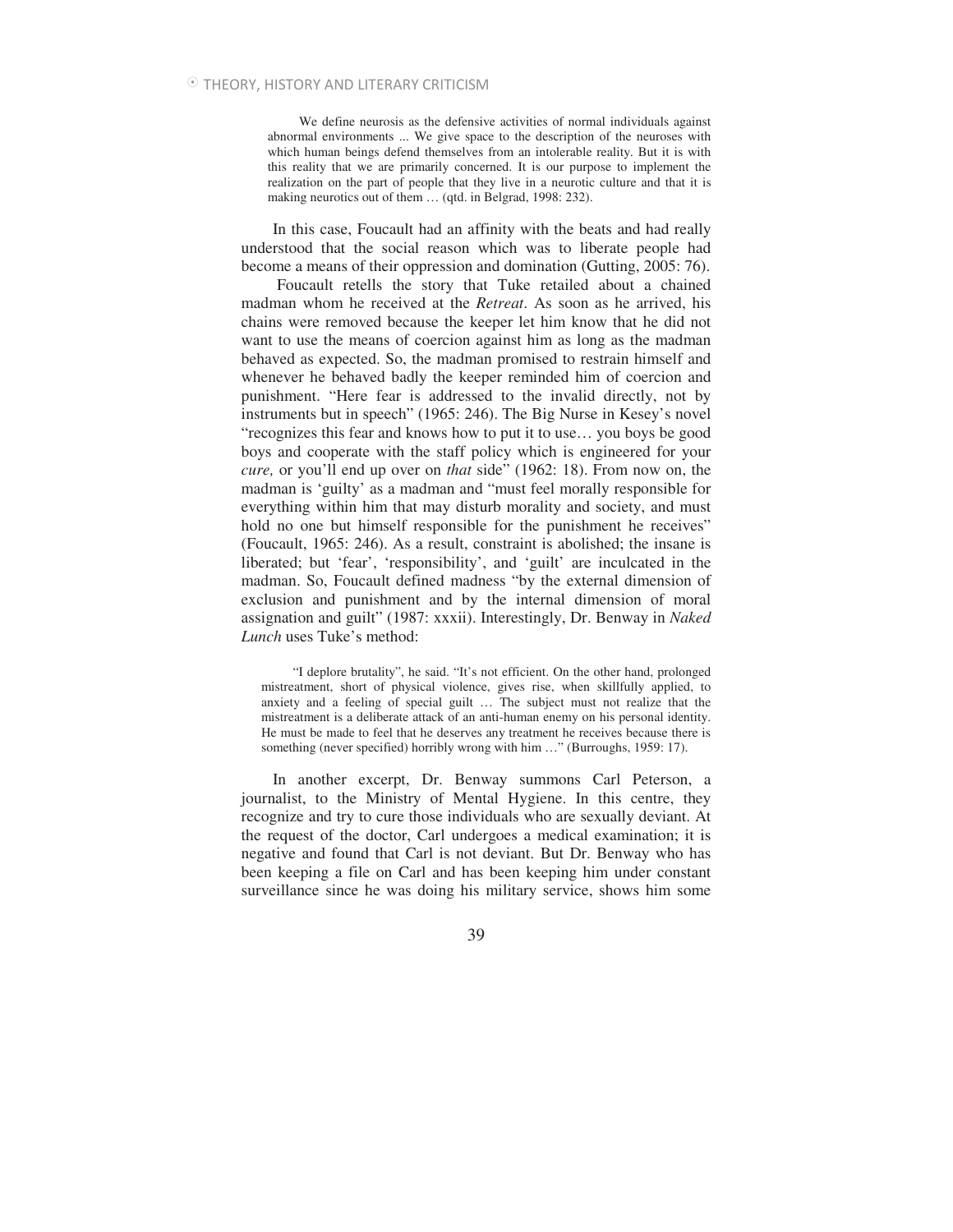> We define neurosis as the defensive activities of normal individuals against abnormal environments ... We give space to the description of the neuroses with which human beings defend themselves from an intolerable reality. But it is with this reality that we are primarily concerned. It is our purpose to implement the realization on the part of people that they live in a neurotic culture and that it is making neurotics out of them … (qtd. in Belgrad, 1998: 232).

In this case, Foucault had an affinity with the beats and had really understood that the social reason which was to liberate people had become a means of their oppression and domination (Gutting, 2005: 76).

Foucault retells the story that Tuke retailed about a chained madman whom he received at the *Retreat*. As soon as he arrived, his chains were removed because the keeper let him know that he did not want to use the means of coercion against him as long as the madman behaved as expected. So, the madman promised to restrain himself and whenever he behaved badly the keeper reminded him of coercion and punishment. "Here fear is addressed to the invalid directly, not by instruments but in speech" (1965: 246). The Big Nurse in Kesey's novel "recognizes this fear and knows how to put it to use… you boys be good boys and cooperate with the staff policy which is engineered for your *cure,* or you'll end up over on *that* side" (1962: 18). From now on, the madman is 'guilty' as a madman and "must feel morally responsible for everything within him that may disturb morality and society, and must hold no one but himself responsible for the punishment he receives" (Foucault, 1965: 246). As a result, constraint is abolished; the insane is liberated; but 'fear', 'responsibility', and 'guilt' are inculcated in the madman. So, Foucault defined madness "by the external dimension of exclusion and punishment and by the internal dimension of moral assignation and guilt" (1987: xxxii). Interestingly, Dr. Benway in *Naked Lunch* uses Tuke's method:

> "I deplore brutality", he said. "It's not efficient. On the other hand, prolonged mistreatment, short of physical violence, gives rise, when skillfully applied, to anxiety and a feeling of special guilt … The subject must not realize that the mistreatment is a deliberate attack of an anti-human enemy on his personal identity. He must be made to feel that he deserves any treatment he receives because there is something (never specified) horribly wrong with him …" (Burroughs, 1959: 17).

In another excerpt, Dr. Benway summons Carl Peterson, a journalist, to the Ministry of Mental Hygiene. In this centre, they recognize and try to cure those individuals who are sexually deviant. At the request of the doctor, Carl undergoes a medical examination; it is negative and found that Carl is not deviant. But Dr. Benway who has been keeping a file on Carl and has been keeping him under constant surveillance since he was doing his military service, shows him some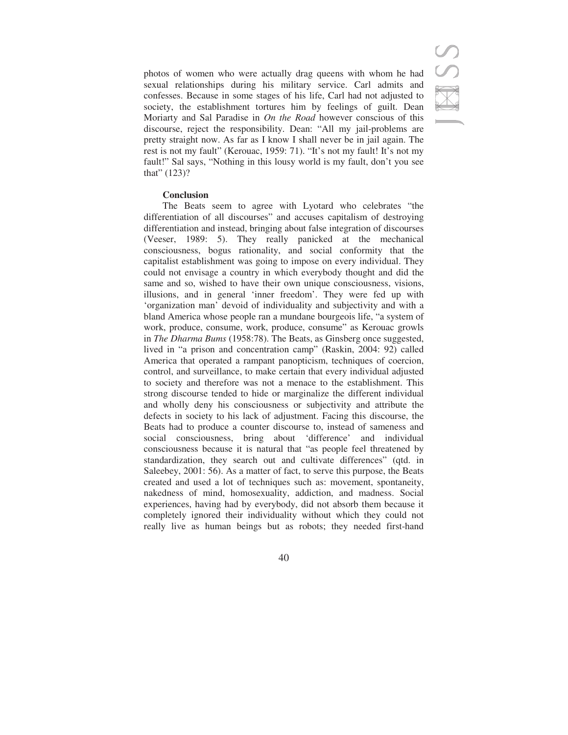photos of women who were actually drag queens with whom he had sexual relationships during his military service. Carl admits and confesses. Because in some stages of his life, Carl had not adjusted to society, the establishment tortures him by feelings of guilt. Dean Moriarty and Sal Paradise in *On the Road* however conscious of this discourse, reject the responsibility. Dean: "All my jail-problems are pretty straight now. As far as I know I shall never be in jail again. The rest is not my fault" (Kerouac, 1959: 71). "It's not my fault! It's not my fault!" Sal says, "Nothing in this lousy world is my fault, don't you see that" (123)?

## Conclusion

The Beats seem to agree with Lyotard who celebrates "the differentiation of all discourses" and accuses capitalism of destroying differentiation and instead, bringing about false integration of discourses (Veeser, 1989: 5). They really panicked at the mechanical consciousness, bogus rationality, and social conformity that the capitalist establishment was going to impose on every individual. They could not envisage a country in which everybody thought and did the same and so, wished to have their own unique consciousness, visions, illusions, and in general 'inner freedom'. They were fed up with 'organization man' devoid of individuality and subjectivity and with a bland America whose people ran a mundane bourgeois life, "a system of work, produce, consume, work, produce, consume" as Kerouac growls in *The Dharma Bums* (1958:78). The Beats, as Ginsberg once suggested, lived in "a prison and concentration camp" (Raskin, 2004: 92) called America that operated a rampant panopticism, techniques of coercion, control, and surveillance, to make certain that every individual adjusted to society and therefore was not a menace to the establishment. This strong discourse tended to hide or marginalize the different individual and wholly deny his consciousness or subjectivity and attribute the defects in society to his lack of adjustment. Facing this discourse, the Beats had to produce a counter discourse to, instead of sameness and social consciousness, bring about 'difference' and individual consciousness because it is natural that "as people feel threatened by standardization, they search out and cultivate differences" (qtd. in Saleebey, 2001: 56). As a matter of fact, to serve this purpose, the Beats created and used a lot of techniques such as: movement, spontaneity, nakedness of mind, homosexuality, addiction, and madness. Social experiences, having had by everybody, did not absorb them because it completely ignored their individuality without which they could not really live as human beings but as robots; they needed first-hand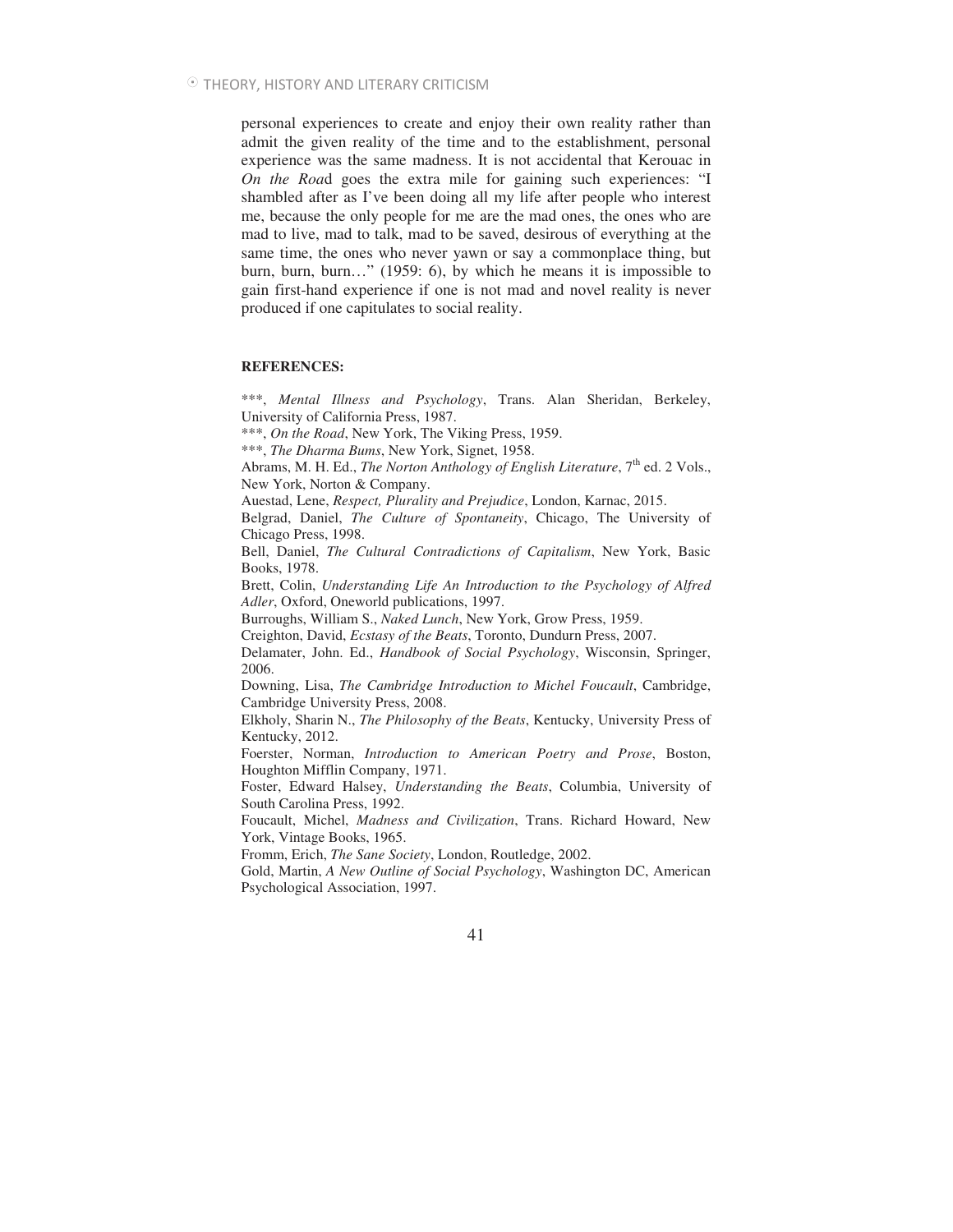personal experiences to create and enjoy their own reality rather than admit the given reality of the time and to the establishment, personal experience was the same madness. It is not accidental that Kerouac in *On the Road* goes the extra mile for gaining such experiences: "I shambled after as I've been doing all my life after people who interest me, because the only people for me are the mad ones, the ones who are mad to live, mad to talk, mad to be saved, desirous of everything at the same time, the ones who never yawn or say a commonplace thing, but burn, burn, burn…" (1959: 6), by which he means it is impossible to gain first-hand experience if one is not mad and novel reality is never produced if one capitulates to social reality.

**REFERENCES:**

***, *Mental Illness and Psychology*, Trans. Alan Sheridan, Berkeley, University of California Press, 1987.

***, *On the Road*, New York, The Viking Press, 1959.

***, *The Dharma Bums*, New York, Signet, 1958.

Abrams, M. H. Ed., *The Norton Anthology of English Literature*, 7th ed. 2 Vols., New York, Norton & Company.

Auestad, Lene, *Respect, Plurality and Prejudice*, London, Karnac, 2015.

Belgrad, Daniel, *The Culture of Spontaneity*, Chicago, The University of Chicago Press, 1998.

Bell, Daniel, *The Cultural Contradictions of Capitalism*, New York, Basic Books, 1978.

Brett, Colin, *Understanding Life An Introduction to the Psychology of Alfred Adler*, Oxford, Oneworld publications, 1997.

Burroughs, William S., *Naked Lunch*, New York, Grow Press, 1959.

Creighton, David, *Ecstasy of the Beats*, Toronto, Dundurn Press, 2007.

Delamater, John. Ed., *Handbook of Social Psychology*, Wisconsin, Springer, 2006.

Downing, Lisa, *The Cambridge Introduction to Michel Foucault*, Cambridge, Cambridge University Press, 2008.

Elkholy, Sharin N., *The Philosophy of the Beats*, Kentucky, University Press of Kentucky, 2012.

Foerster, Norman, *Introduction to American Poetry and Prose*, Boston, Houghton Mifflin Company, 1971.

Foster, Edward Halsey, *Understanding the Beats*, Columbia, University of South Carolina Press, 1992.

Foucault, Michel, *Madness and Civilization*, Trans. Richard Howard, New York, Vintage Books, 1965.

Fromm, Erich, *The Sane Society*, London, Routledge, 2002.

Gold, Martin, *A New Outline of Social Psychology*, Washington DC, American Psychological Association, 1997.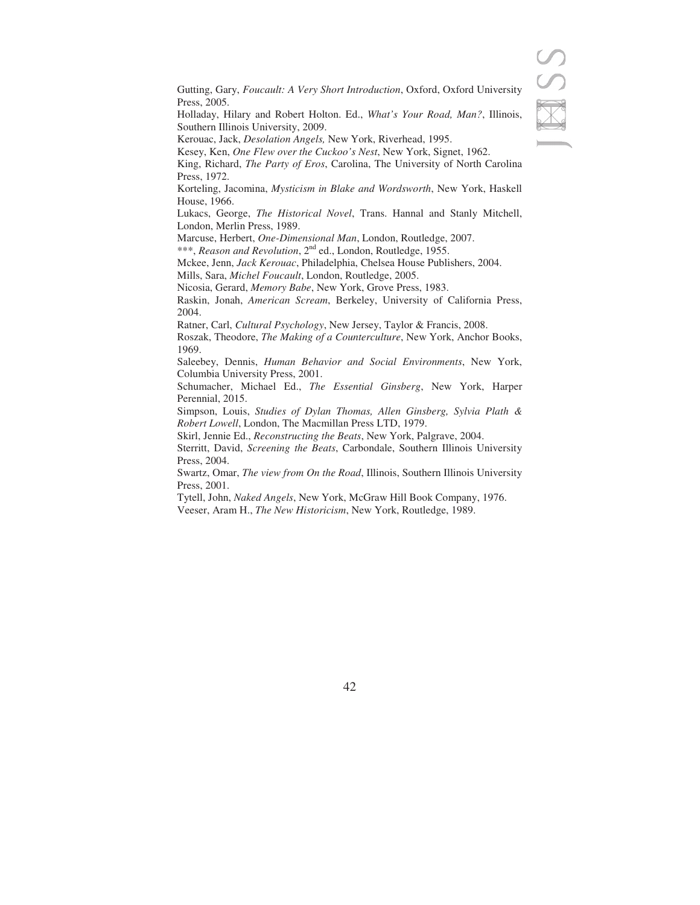Gutting, Gary, *Foucault: A Very Short Introduction*, Oxford, Oxford University Press, 2005.

Holladay, Hilary and Robert Holton. Ed., *What's Your Road, Man?*, Illinois, Southern Illinois University, 2009.

Kerouac, Jack, *Desolation Angels,* New York, Riverhead, 1995.

Kesey, Ken, *One Flew over the Cuckoo's Nest*, New York, Signet, 1962.

King, Richard, *The Party of Eros*, Carolina, The University of North Carolina Press, 1972.

Korteling, Jacomina, *Mysticism in Blake and Wordsworth*, New York, Haskell House, 1966.

Lukacs, George, *The Historical Novel*, Trans. Hannal and Stanly Mitchell, London, Merlin Press, 1989.

Marcuse, Herbert, *One-Dimensional Man*, London, Routledge, 2007.

***, *Reason and Revolution*, 2nd ed., London, Routledge, 1955.

Mckee, Jenn, *Jack Kerouac*, Philadelphia, Chelsea House Publishers, 2004.

Mills, Sara, *Michel Foucault*, London, Routledge, 2005.

Nicosia, Gerard, *Memory Babe*, New York, Grove Press, 1983.

Raskin, Jonah, *American Scream*, Berkeley, University of California Press, 2004.

Ratner, Carl, *Cultural Psychology*, New Jersey, Taylor & Francis, 2008.

Roszak, Theodore, *The Making of a Counterculture*, New York, Anchor Books, 1969.

Saleebey, Dennis, *Human Behavior and Social Environments*, New York, Columbia University Press, 2001.

Schumacher, Michael Ed., *The Essential Ginsberg*, New York, Harper Perennial, 2015.

Simpson, Louis, *Studies of Dylan Thomas, Allen Ginsberg, Sylvia Plath & Robert Lowell*, London, The Macmillan Press LTD, 1979.

Skirl, Jennie Ed., *Reconstructing the Beats*, New York, Palgrave, 2004.

Sterritt, David, *Screening the Beats*, Carbondale, Southern Illinois University Press, 2004.

Swartz, Omar, *The view from On the Road*, Illinois, Southern Illinois University Press, 2001.

Tytell, John, *Naked Angels*, New York, McGraw Hill Book Company, 1976.

Veeser, Aram H., *The New Historicism*, New York, Routledge, 1989.